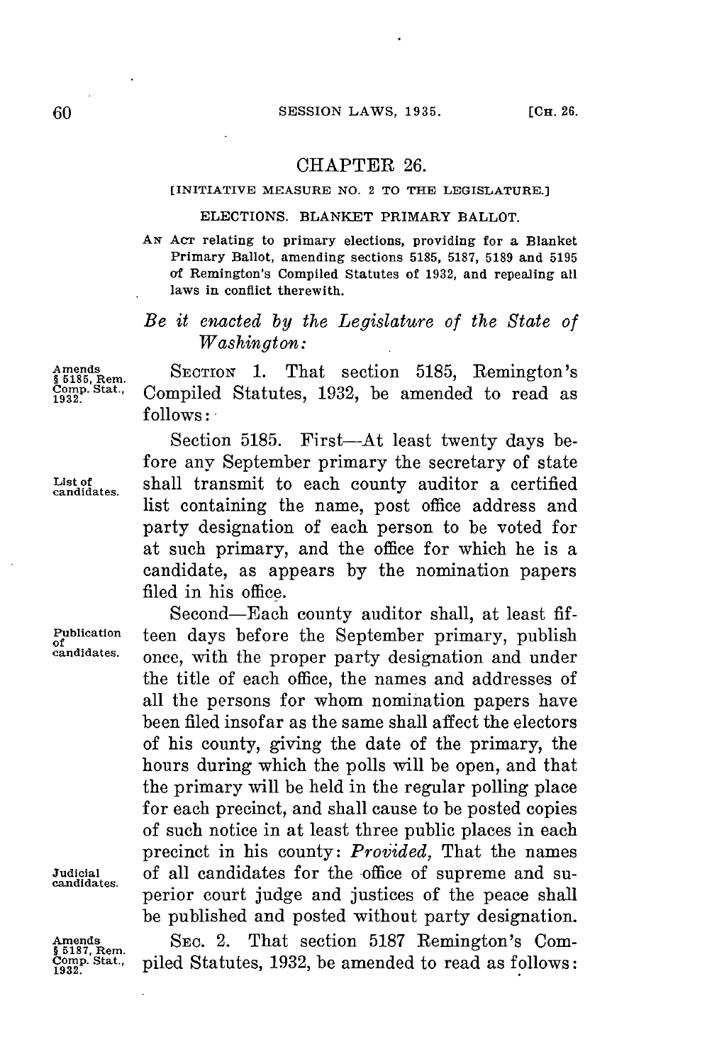## CHAPTER 26.

[INITIATIVE MEASURE NO. 2 TO THE LEGISLATURE.]

ELECTIONS. BLANKET PRIMARY BALLOT.

AN ACT relating to primary elections, providing for a Blanket Primary Ballot, amending sections 5185, 5187, 5189 and 5195 of Remington's Compiled Statutes of 1932, and repealing all laws in conflict therewith.

*Be it enacted by the Legislature of the State of Washington:*

Amends § 5185, Rem. Comp. Stat., 1932.

SECTION 1. That section 5185, Remington's Compiled Statutes, 1932, be amended to read as follows:

Section 5185. First—At least twenty days before any September primary the secretary of state shall transmit to each county auditor a certified list containing the name, post office address and party designation of each person to be voted for at such primary, and the office for which he is a candidate, as appears by the nomination papers filed in his office.

List of candidates.

Second—Each county auditor shall, at least fifteen days before the September primary, publish once, with the proper party designation and under the title of each office, the names and addresses of all the persons for whom nomination papers have been filed insofar as the same shall affect the electors of his county, giving the date of the primary, the hours during which the polls will be open, and that the primary will be held in the regular polling place for each precinct, and shall cause to be posted copies of such notice in at least three public places in each precinct in his county: *Provided,* That the names of all candidates for the office of supreme and superior court judge and justices of the peace shall be published and posted without party designation.

Publication of candidates.

Judicial candidates.

Amends § 5187, Rem. Comp. Stat., 1932.

SEC. 2. That section 5187 Remington's Compiled Statutes, 1932, be amended to read as follows: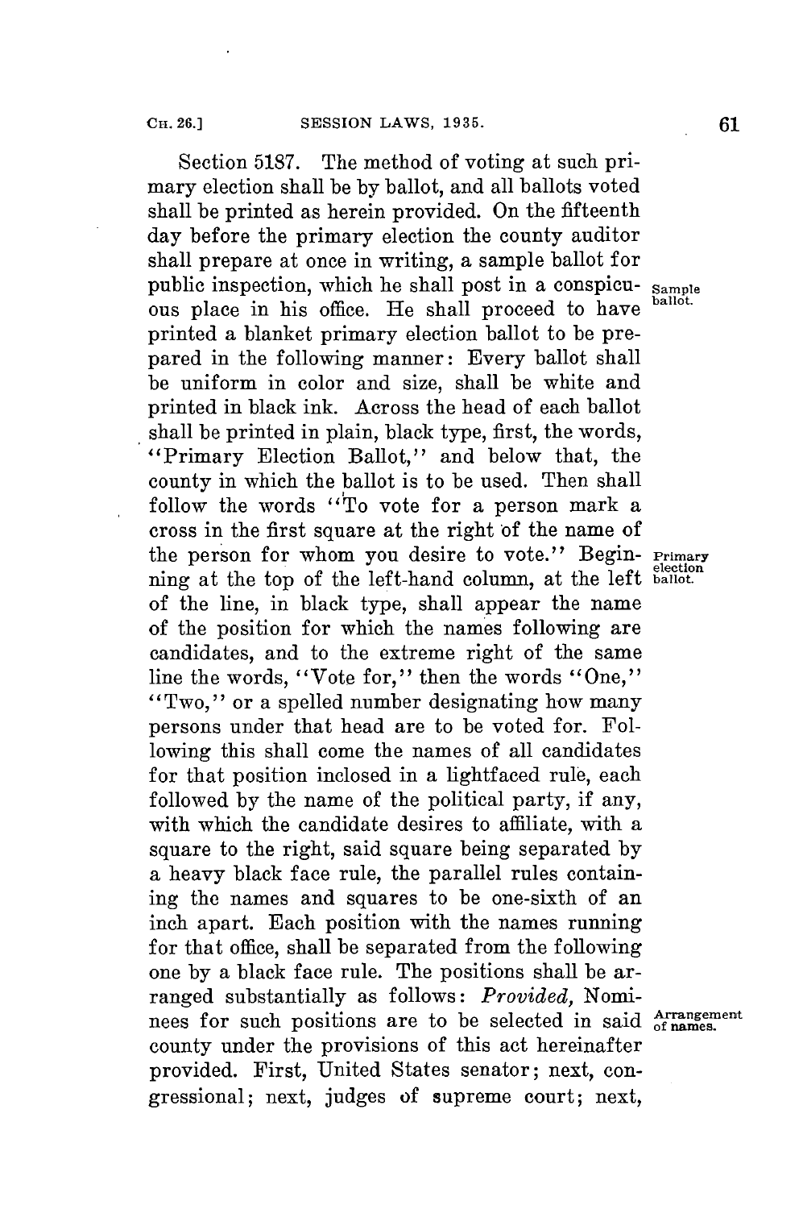Section 5187. The method of voting at such primary election shall be by ballot, and all ballots voted shall be printed as herein provided. On the fifteenth day before the primary election the county auditor shall prepare at once in writing, a sample ballot for public inspection, which he shall post in a conspicuous place in his office. He shall proceed to have printed a blanket primary election ballot to be prepared in the following manner: Every ballot shall be uniform in color and size, shall be white and printed in black ink. Across the head of each ballot shall be printed in plain, black type, first, the words, "Primary Election Ballot," and below that, the county in which the ballot is to be used. Then shall follow the words "To vote for a person mark a cross in the first square at the right of the name of the person for whom you desire to vote." Beginning at the top of the left-hand column, at the left of the line, in black type, shall appear the name of the position for which the names following are candidates, and to the extreme right of the same line the words, "Vote for," then the words "One," "Two," or a spelled number designating how many persons under that head are to be voted for. Following this shall come the names of all candidates for that position inclosed in a lightfaced rule, each followed by the name of the political party, if any, with which the candidate desires to affiliate, with a square to the right, said square being separated by a heavy black face rule, the parallel rules containing the names and squares to be one-sixth of an inch apart. Each position with the names running for that office, shall be separated from the following one by a black face rule. The positions shall be arranged substantially as follows: *Provided,* Nominees for such positions are to be selected in said county under the provisions of this act hereinafter provided. First, United States senator; next, congressional; next, judges of supreme court; next,

Sample ballot.

Primary election ballot.

Arrangement of names.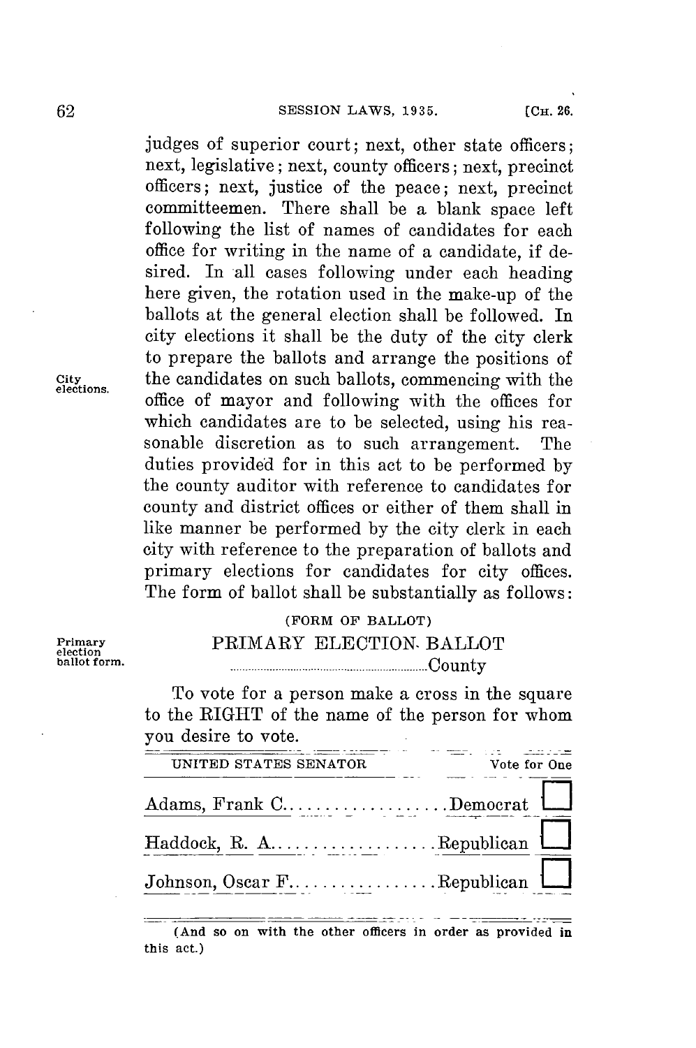judges of superior court; next, other state officers; next, legislative; next, county officers; next, precinct officers; next, justice of the peace; next, precinct committeemen. There shall be a blank space left following the list of names of candidates for each office for writing in the name of a candidate, if desired. In all cases following under each heading here given, the rotation used in the make-up of the ballots at the general election shall be followed. In city elections it shall be the duty of the city clerk to prepare the ballots and arrange the positions of the candidates on such ballots, commencing with the office of mayor and following with the offices for which candidates are to be selected, using his reasonable discretion as to such arrangement. The duties provided for in this act to be performed by the county auditor with reference to candidates for county and district offices or either of them shall in like manner be performed by the city clerk in each city with reference to the preparation of ballots and primary elections for candidates for city offices. The form of ballot shall be substantially as follows:

City elections.

(FORM OF BALLOT)

Primary election ballot form.

## PRIMARY ELECTION BALLOT

.................................County

To vote for a person make a cross in the square to the RIGHT of the name of the person for whom you desire to vote.

| UNITED STATES SENATOR | Vote for One | |
|---|---|---|
| Adams, Frank C................... | Democrat | ☐ |
| Haddock, R. A................... | Republican | ☐ |
| Johnson, Oscar F................ | Republican | ☐ |

(And so on with the other officers in order as provided in this act.)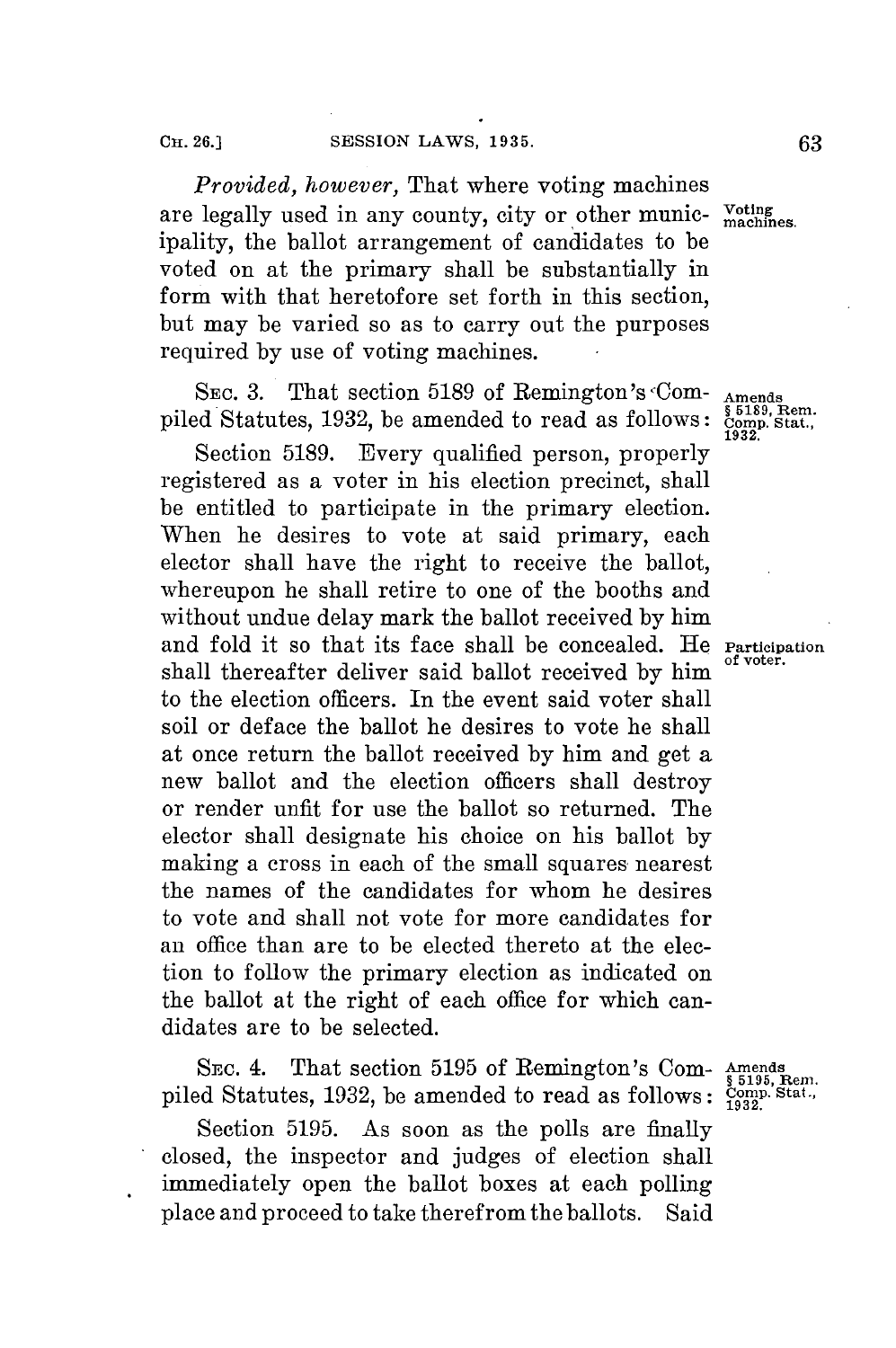*Provided, however,* That where voting machines are legally used in any county, city or other municipality, the ballot arrangement of candidates to be voted on at the primary shall be substantially in form with that heretofore set forth in this section, but may be varied so as to carry out the purposes required by use of voting machines.

Voting machines.

SEC. 3. That section 5189 of Remington's Compiled Statutes, 1932, be amended to read as follows:

Amends § 5189, Rem. Comp. Stat., 1932.

Section 5189. Every qualified person, properly registered as a voter in his election precinct, shall be entitled to participate in the primary election. When he desires to vote at said primary, each elector shall have the right to receive the ballot, whereupon he shall retire to one of the booths and without undue delay mark the ballot received by him and fold it so that its face shall be concealed. He shall thereafter deliver said ballot received by him to the election officers. In the event said voter shall soil or deface the ballot he desires to vote he shall at once return the ballot received by him and get a new ballot and the election officers shall destroy or render unfit for use the ballot so returned. The elector shall designate his choice on his ballot by making a cross in each of the small squares nearest the names of the candidates for whom he desires to vote and shall not vote for more candidates for an office than are to be elected thereto at the election to follow the primary election as indicated on the ballot at the right of each office for which candidates are to be selected.

Participation of voter.

SEC. 4. That section 5195 of Remington's Compiled Statutes, 1932, be amended to read as follows:

Amends § 5195, Rem. Comp. Stat., 1932.

Section 5195. As soon as the polls are finally closed, the inspector and judges of election shall immediately open the ballot boxes at each polling place and proceed to take therefrom the ballots. Said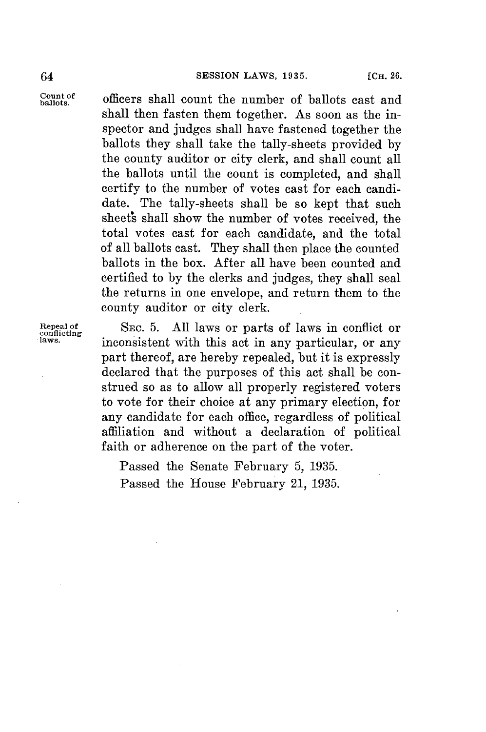Count of ballots. officers shall count the number of ballots cast and shall then fasten them together. As soon as the inspector and judges shall have fastened together the ballots they shall take the tally-sheets provided by the county auditor or city clerk, and shall count all the ballots until the count is completed, and shall certify to the number of votes cast for each candidate. The tally-sheets shall be so kept that such sheets shall show the number of votes received, the total votes cast for each candidate, and the total of all ballots cast. They shall then place the counted ballots in the box. After all have been counted and certified to by the clerks and judges, they shall seal the returns in one envelope, and return them to the county auditor or city clerk.

Repeal of conflicting laws. SEC. 5. All laws or parts of laws in conflict or inconsistent with this act in any particular, or any part thereof, are hereby repealed, but it is expressly declared that the purposes of this act shall be construed so as to allow all properly registered voters to vote for their choice at any primary election, for any candidate for each office, regardless of political affiliation and without a declaration of political faith or adherence on the part of the voter.

Passed the Senate February 5, 1935.

Passed the House February 21, 1935.